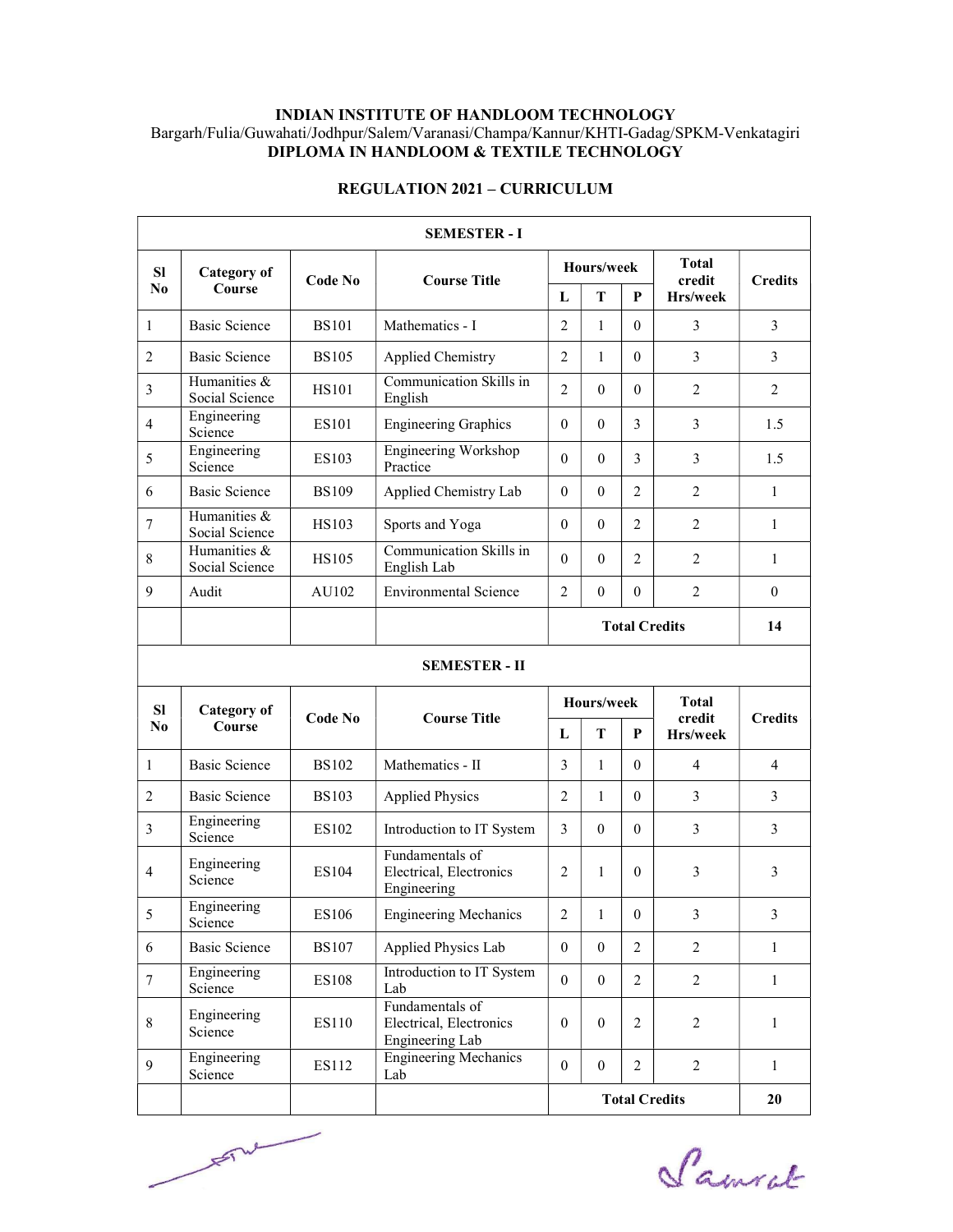# INDIAN INSTITUTE OF HANDLOOM TECHNOLOGY

Bargarh/Fulia/Guwahati/Jodhpur/Salem/Varanasi/Champa/Kannur/KHTI-Gadag/SPKM-Venkatagiri

**DIPLOMA IN HANDLOOM & TEXTILE TECHNOLOGY**

## REGULATION 2021 – CURRICULUM

### SEMESTER - I

| Sl No | Category of Course | Code No | Course Title | Hours/week | | | Total credit Hrs/week | Credits |
|---|---|---|---|---|---|---|---|---|
| | | | | L | T | P | | |
| 1 | Basic Science | BS101 | Mathematics - I | 2 | 1 | 0 | 3 | 3 |
| 2 | Basic Science | BS105 | Applied Chemistry | 2 | 1 | 0 | 3 | 3 |
| 3 | Humanities & Social Science | HS101 | Communication Skills in English | 2 | 0 | 0 | 2 | 2 |
| 4 | Engineering Science | ES101 | Engineering Graphics | 0 | 0 | 3 | 3 | 1.5 |
| 5 | Engineering Science | ES103 | Engineering Workshop Practice | 0 | 0 | 3 | 3 | 1.5 |
| 6 | Basic Science | BS109 | Applied Chemistry Lab | 0 | 0 | 2 | 2 | 1 |
| 7 | Humanities & Social Science | HS103 | Sports and Yoga | 0 | 0 | 2 | 2 | 1 |
| 8 | Humanities & Social Science | HS105 | Communication Skills in English Lab | 0 | 0 | 2 | 2 | 1 |
| 9 | Audit | AU102 | Environmental Science | 2 | 0 | 0 | 2 | 0 |
| | | | | **Total Credits** | | | | **14** |

### SEMESTER - II

| Sl No | Category of Course | Code No | Course Title | Hours/week | | | Total credit Hrs/week | Credits |
|---|---|---|---|---|---|---|---|---|
| | | | | L | T | P | | |
| 1 | Basic Science | BS102 | Mathematics - II | 3 | 1 | 0 | 4 | 4 |
| 2 | Basic Science | BS103 | Applied Physics | 2 | 1 | 0 | 3 | 3 |
| 3 | Engineering Science | ES102 | Introduction to IT System | 3 | 0 | 0 | 3 | 3 |
| 4 | Engineering Science | ES104 | Fundamentals of Electrical, Electronics Engineering | 2 | 1 | 0 | 3 | 3 |
| 5 | Engineering Science | ES106 | Engineering Mechanics | 2 | 1 | 0 | 3 | 3 |
| 6 | Basic Science | BS107 | Applied Physics Lab | 0 | 0 | 2 | 2 | 1 |
| 7 | Engineering Science | ES108 | Introduction to IT System Lab | 0 | 0 | 2 | 2 | 1 |
| 8 | Engineering Science | ES110 | Fundamentals of Electrical, Electronics Engineering Lab | 0 | 0 | 2 | 2 | 1 |
| 9 | Engineering Science | ES112 | Engineering Mechanics Lab | 0 | 0 | 2 | 2 | 1 |
| | | | | **Total Credits** | | | | **20** |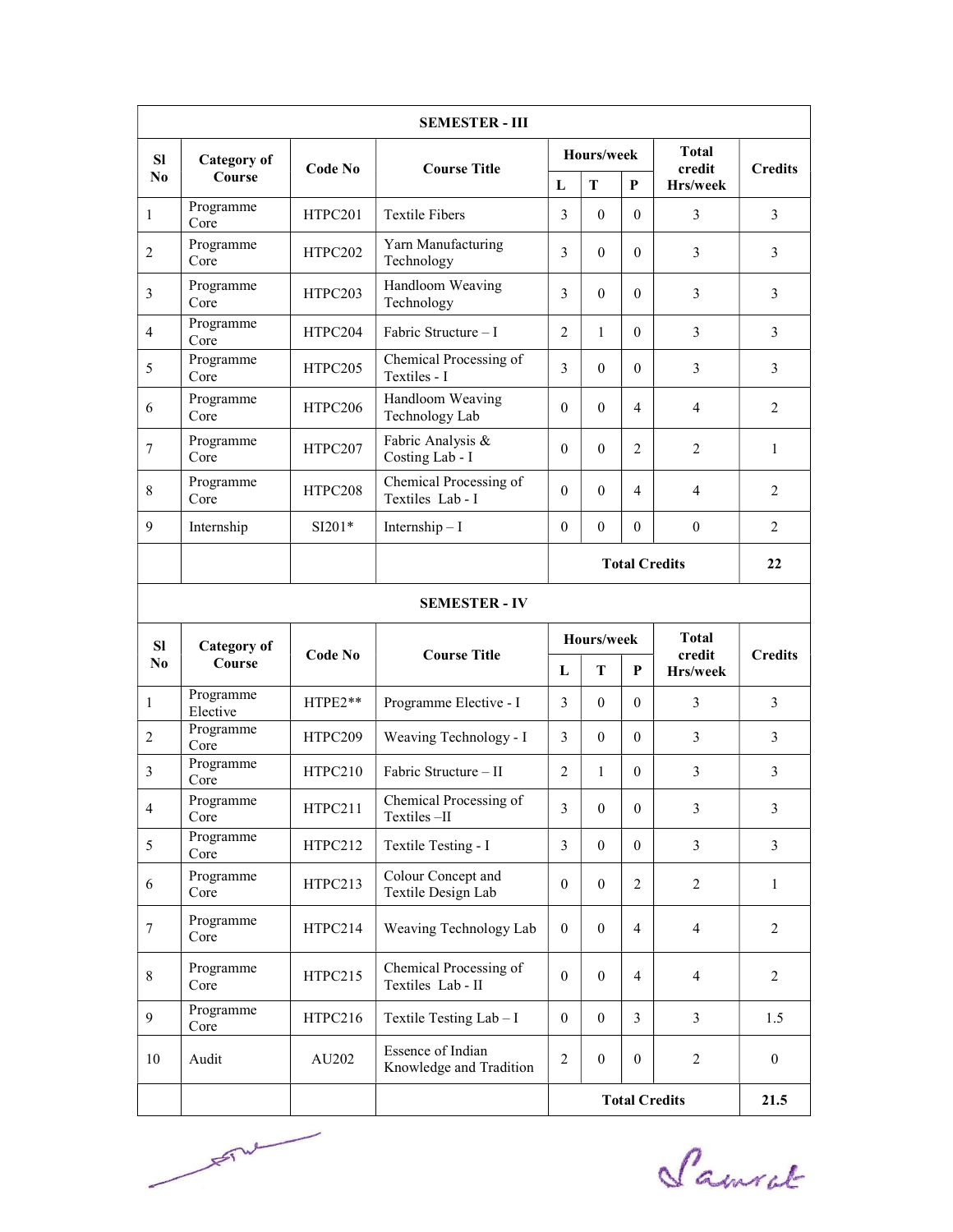| SEMESTER - III | | | | | | | | |
|---|---|---|---|---|---|---|---|---|
| Sl No | Category of Course | Code No | Course Title | Hours/week | | | Total credit Hrs/week | Credits |
| | | | | L | T | P | | |
| 1 | Programme Core | HTPC201 | Textile Fibers | 3 | 0 | 0 | 3 | 3 |
| 2 | Programme Core | HTPC202 | Yarn Manufacturing Technology | 3 | 0 | 0 | 3 | 3 |
| 3 | Programme Core | HTPC203 | Handloom Weaving Technology | 3 | 0 | 0 | 3 | 3 |
| 4 | Programme Core | HTPC204 | Fabric Structure – I | 2 | 1 | 0 | 3 | 3 |
| 5 | Programme Core | HTPC205 | Chemical Processing of Textiles - I | 3 | 0 | 0 | 3 | 3 |
| 6 | Programme Core | HTPC206 | Handloom Weaving Technology Lab | 0 | 0 | 4 | 4 | 2 |
| 7 | Programme Core | HTPC207 | Fabric Analysis & Costing Lab - I | 0 | 0 | 2 | 2 | 1 |
| 8 | Programme Core | HTPC208 | Chemical Processing of Textiles Lab - I | 0 | 0 | 4 | 4 | 2 |
| 9 | Internship | SI201* | Internship – I | 0 | 0 | 0 | 0 | 2 |
| | | | | **Total Credits** | | | | **22** |

| SEMESTER - IV | | | | | | | | |
|---|---|---|---|---|---|---|---|---|
| Sl No | Category of Course | Code No | Course Title | Hours/week | | | Total credit Hrs/week | Credits |
| | | | | L | T | P | | |
| 1 | Programme Elective | HTPE2** | Programme Elective - I | 3 | 0 | 0 | 3 | 3 |
| 2 | Programme Core | HTPC209 | Weaving Technology - I | 3 | 0 | 0 | 3 | 3 |
| 3 | Programme Core | HTPC210 | Fabric Structure – II | 2 | 1 | 0 | 3 | 3 |
| 4 | Programme Core | HTPC211 | Chemical Processing of Textiles –II | 3 | 0 | 0 | 3 | 3 |
| 5 | Programme Core | HTPC212 | Textile Testing - I | 3 | 0 | 0 | 3 | 3 |
| 6 | Programme Core | HTPC213 | Colour Concept and Textile Design Lab | 0 | 0 | 2 | 2 | 1 |
| 7 | Programme Core | HTPC214 | Weaving Technology Lab | 0 | 0 | 4 | 4 | 2 |
| 8 | Programme Core | HTPC215 | Chemical Processing of Textiles Lab - II | 0 | 0 | 4 | 4 | 2 |
| 9 | Programme Core | HTPC216 | Textile Testing Lab – I | 0 | 0 | 3 | 3 | 1.5 |
| 10 | Audit | AU202 | Essence of Indian Knowledge and Tradition | 2 | 0 | 0 | 2 | 0 |
| | | | | **Total Credits** | | | | **21.5** |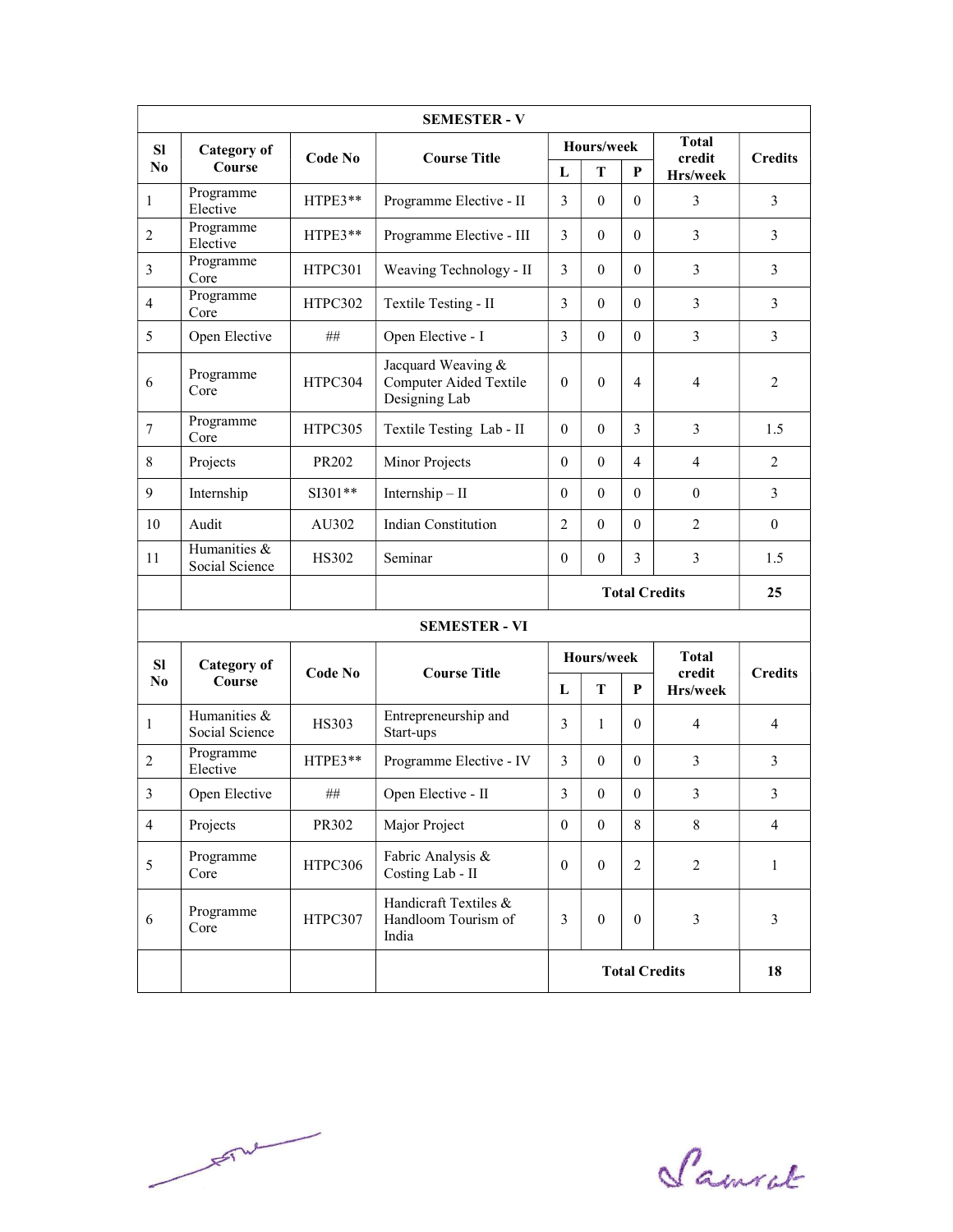**SEMESTER - V**

| Sl No | Category of Course | Code No | Course Title | Hours/week | | | Total credit Hrs/week | Credits |
|---|---|---|---|---|---|---|---|---|
| | | | | L | T | P | | |
| 1 | Programme Elective | HTPE3** | Programme Elective - II | 3 | 0 | 0 | 3 | 3 |
| 2 | Programme Elective | HTPE3** | Programme Elective - III | 3 | 0 | 0 | 3 | 3 |
| 3 | Programme Core | HTPC301 | Weaving Technology - II | 3 | 0 | 0 | 3 | 3 |
| 4 | Programme Core | HTPC302 | Textile Testing - II | 3 | 0 | 0 | 3 | 3 |
| 5 | Open Elective | ## | Open Elective - I | 3 | 0 | 0 | 3 | 3 |
| 6 | Programme Core | HTPC304 | Jacquard Weaving & Computer Aided Textile Designing Lab | 0 | 0 | 4 | 4 | 2 |
| 7 | Programme Core | HTPC305 | Textile Testing Lab - II | 0 | 0 | 3 | 3 | 1.5 |
| 8 | Projects | PR202 | Minor Projects | 0 | 0 | 4 | 4 | 2 |
| 9 | Internship | SI301** | Internship – II | 0 | 0 | 0 | 0 | 3 |
| 10 | Audit | AU302 | Indian Constitution | 2 | 0 | 0 | 2 | 0 |
| 11 | Humanities & Social Science | HS302 | Seminar | 0 | 0 | 3 | 3 | 1.5 |
| | | | | **Total Credits** | | | | **25** |

**SEMESTER - VI**

| Sl No | Category of Course | Code No | Course Title | Hours/week | | | Total credit Hrs/week | Credits |
|---|---|---|---|---|---|---|---|---|
| | | | | L | T | P | | |
| 1 | Humanities & Social Science | HS303 | Entrepreneurship and Start-ups | 3 | 1 | 0 | 4 | 4 |
| 2 | Programme Elective | HTPE3** | Programme Elective - IV | 3 | 0 | 0 | 3 | 3 |
| 3 | Open Elective | ## | Open Elective - II | 3 | 0 | 0 | 3 | 3 |
| 4 | Projects | PR302 | Major Project | 0 | 0 | 8 | 8 | 4 |
| 5 | Programme Core | HTPC306 | Fabric Analysis & Costing Lab - II | 0 | 0 | 2 | 2 | 1 |
| 6 | Programme Core | HTPC307 | Handicraft Textiles & Handloom Tourism of India | 3 | 0 | 0 | 3 | 3 |
| | | | | **Total Credits** | | | | **18** |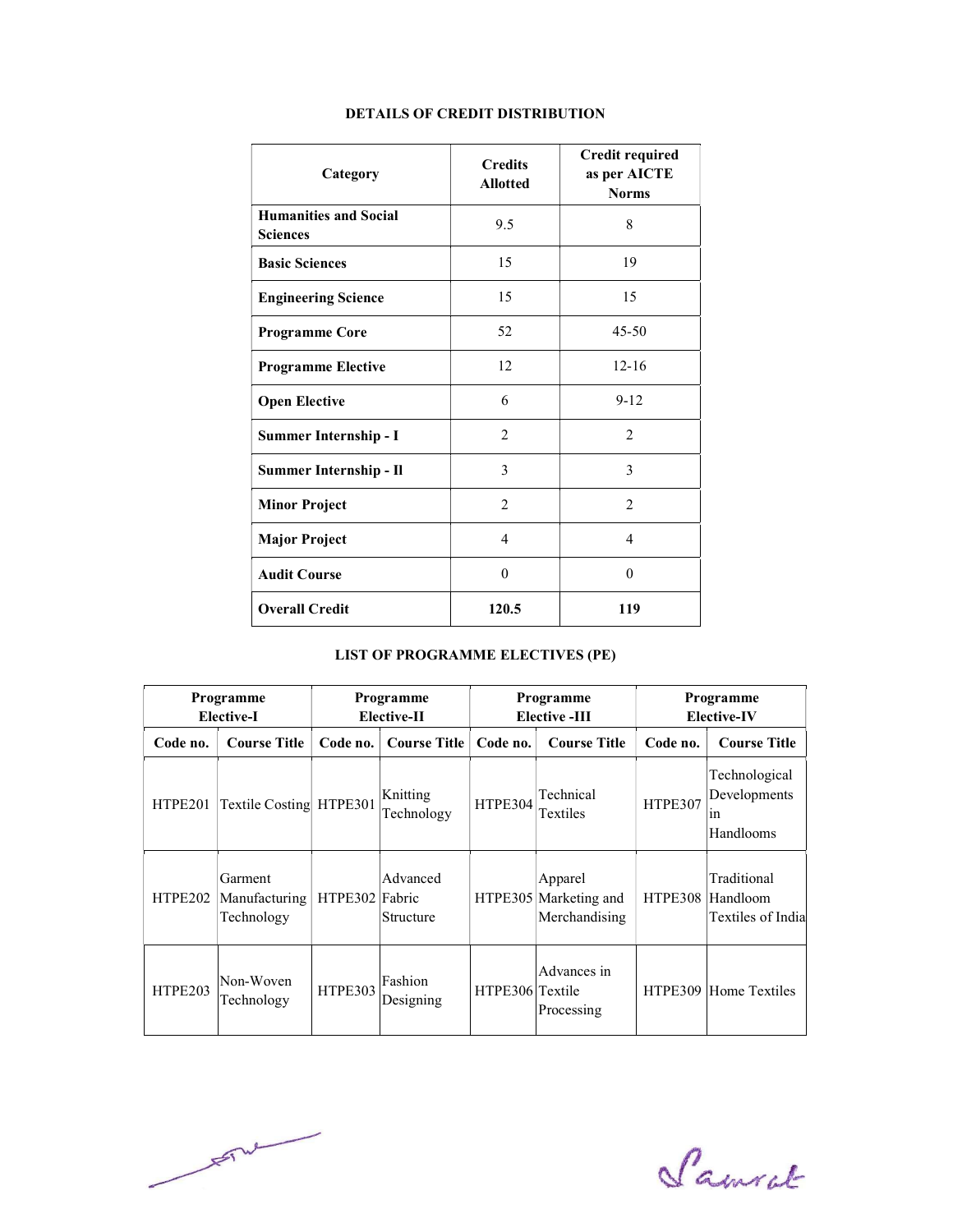## DETAILS OF CREDIT DISTRIBUTION

| Category | Credits Allotted | Credit required as per AICTE Norms |
|---|---|---|
| **Humanities and Social Sciences** | 9.5 | 8 |
| **Basic Sciences** | 15 | 19 |
| **Engineering Science** | 15 | 15 |
| **Programme Core** | 52 | 45-50 |
| **Programme Elective** | 12 | 12-16 |
| **Open Elective** | 6 | 9-12 |
| **Summer Internship - I** | 2 | 2 |
| **Summer Internship - II** | 3 | 3 |
| **Minor Project** | 2 | 2 |
| **Major Project** | 4 | 4 |
| **Audit Course** | 0 | 0 |
| **Overall Credit** | **120.5** | **119** |

## LIST OF PROGRAMME ELECTIVES (PE)

| Programme Elective-I | | Programme Elective-II | | Programme Elective -III | | Programme Elective-IV | |
|---|---|---|---|---|---|---|---|
| **Code no.** | **Course Title** | **Code no.** | **Course Title** | **Code no.** | **Course Title** | **Code no.** | **Course Title** |
| HTPE201 | Textile Costing | HTPE301 | Knitting Technology | HTPE304 | Technical Textiles | HTPE307 | Technological Developments in Handlooms |
| HTPE202 | Garment Manufacturing Technology | HTPE302 | Advanced Fabric Structure | HTPE305 | Apparel Marketing and Merchandising | HTPE308 | Traditional Handloom Textiles of India |
| HTPE203 | Non-Woven Technology | HTPE303 | Fashion Designing | HTPE306 | Advances in Textile Processing | HTPE309 | Home Textiles |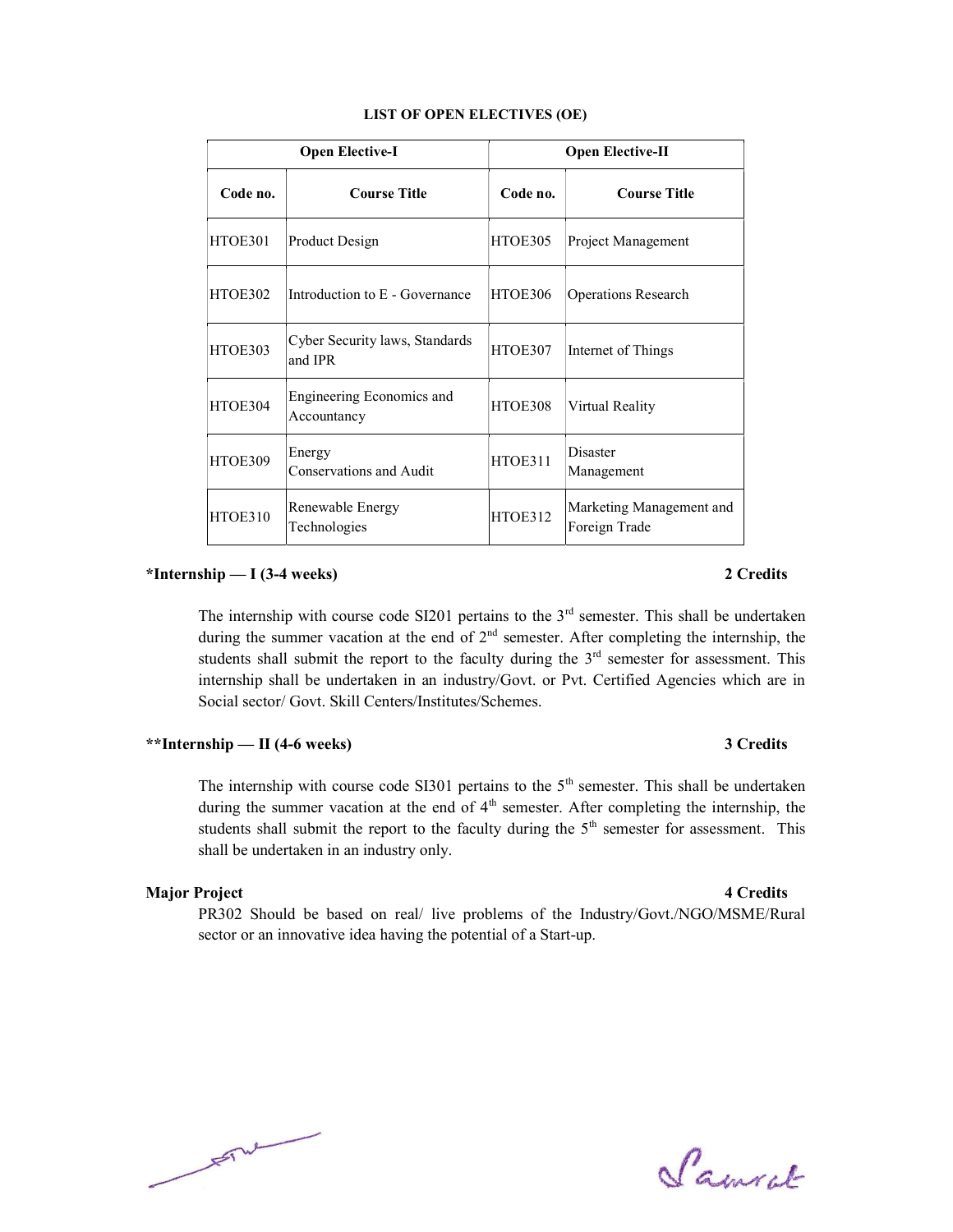## LIST OF OPEN ELECTIVES (OE)

| Open Elective-I | | Open Elective-II | |
|---|---|---|---|
| **Code no.** | **Course Title** | **Code no.** | **Course Title** |
| HTOE301 | Product Design | HTOE305 | Project Management |
| HTOE302 | Introduction to E - Governance | HTOE306 | Operations Research |
| HTOE303 | Cyber Security laws, Standards and IPR | HTOE307 | Internet of Things |
| HTOE304 | Engineering Economics and Accountancy | HTOE308 | Virtual Reality |
| HTOE309 | Energy Conservations and Audit | HTOE311 | Disaster Management |
| HTOE310 | Renewable Energy Technologies | HTOE312 | Marketing Management and Foreign Trade |

**\*Internship — I (3-4 weeks)** **2 Credits**

The internship with course code SI201 pertains to the 3rd semester. This shall be undertaken during the summer vacation at the end of 2nd semester. After completing the internship, the students shall submit the report to the faculty during the 3rd semester for assessment. This internship shall be undertaken in an industry/Govt. or Pvt. Certified Agencies which are in Social sector/ Govt. Skill Centers/Institutes/Schemes.

**\*\*Internship — II (4-6 weeks)** **3 Credits**

The internship with course code SI301 pertains to the 5th semester. This shall be undertaken during the summer vacation at the end of 4th semester. After completing the internship, the students shall submit the report to the faculty during the 5th semester for assessment. This shall be undertaken in an industry only.

**Major Project** **4 Credits**

PR302 Should be based on real/ live problems of the Industry/Govt./NGO/MSME/Rural sector or an innovative idea having the potential of a Start-up.